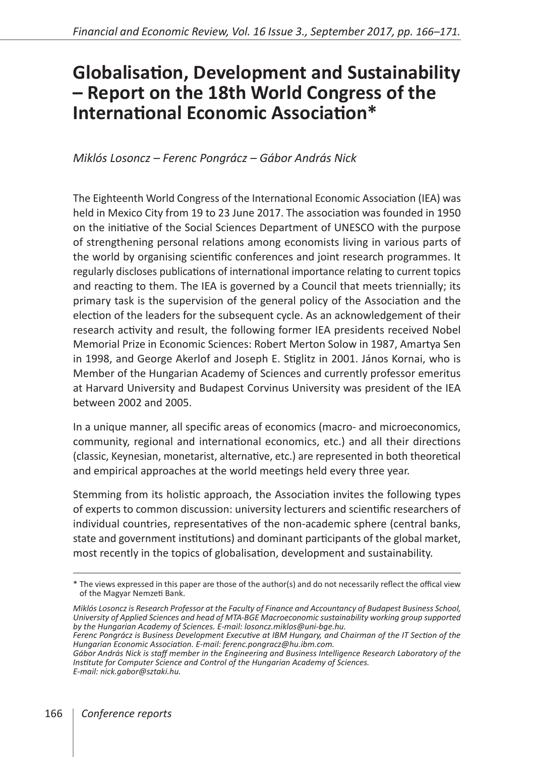# Globalisation, Development and Sustainability – Report on the 18th World Congress of the International Economic Association*

*Miklós Losoncz – Ferenc Pongrácz – Gábor András Nick*

The Eighteenth World Congress of the International Economic Association (IEA) was held in Mexico City from 19 to 23 June 2017. The association was founded in 1950 on the initiative of the Social Sciences Department of UNESCO with the purpose of strengthening personal relations among economists living in various parts of the world by organising scientific conferences and joint research programmes. It regularly discloses publications of international importance relating to current topics and reacting to them. The IEA is governed by a Council that meets triennially; its primary task is the supervision of the general policy of the Association and the election of the leaders for the subsequent cycle. As an acknowledgement of their research activity and result, the following former IEA presidents received Nobel Memorial Prize in Economic Sciences: Robert Merton Solow in 1987, Amartya Sen in 1998, and George Akerlof and Joseph E. Stiglitz in 2001. János Kornai, who is Member of the Hungarian Academy of Sciences and currently professor emeritus at Harvard University and Budapest Corvinus University was president of the IEA between 2002 and 2005.

In a unique manner, all specific areas of economics (macro- and microeconomics, community, regional and international economics, etc.) and all their directions (classic, Keynesian, monetarist, alternative, etc.) are represented in both theoretical and empirical approaches at the world meetings held every three year.

Stemming from its holistic approach, the Association invites the following types of experts to common discussion: university lecturers and scientific researchers of individual countries, representatives of the non-academic sphere (central banks, state and government institutions) and dominant participants of the global market, most recently in the topics of globalisation, development and sustainability.

---

\* The views expressed in this paper are those of the author(s) and do not necessarily reflect the offical view of the Magyar Nemzeti Bank.

*Miklós Losoncz is Research Professor at the Faculty of Finance and Accountancy of Budapest Business School, University of Applied Sciences and head of MTA-BGE Macroeconomic sustainability working group supported by the Hungarian Academy of Sciences. E-mail: losoncz.miklos@uni-bge.hu.*
*Ferenc Pongrácz is Business Development Executive at IBM Hungary, and Chairman of the IT Section of the Hungarian Economic Association. E-mail: ferenc.pongracz@hu.ibm.com.*
*Gábor András Nick is staff member in the Engineering and Business Intelligence Research Laboratory of the Institute for Computer Science and Control of the Hungarian Academy of Sciences. E-mail: nick.gabor@sztaki.hu.*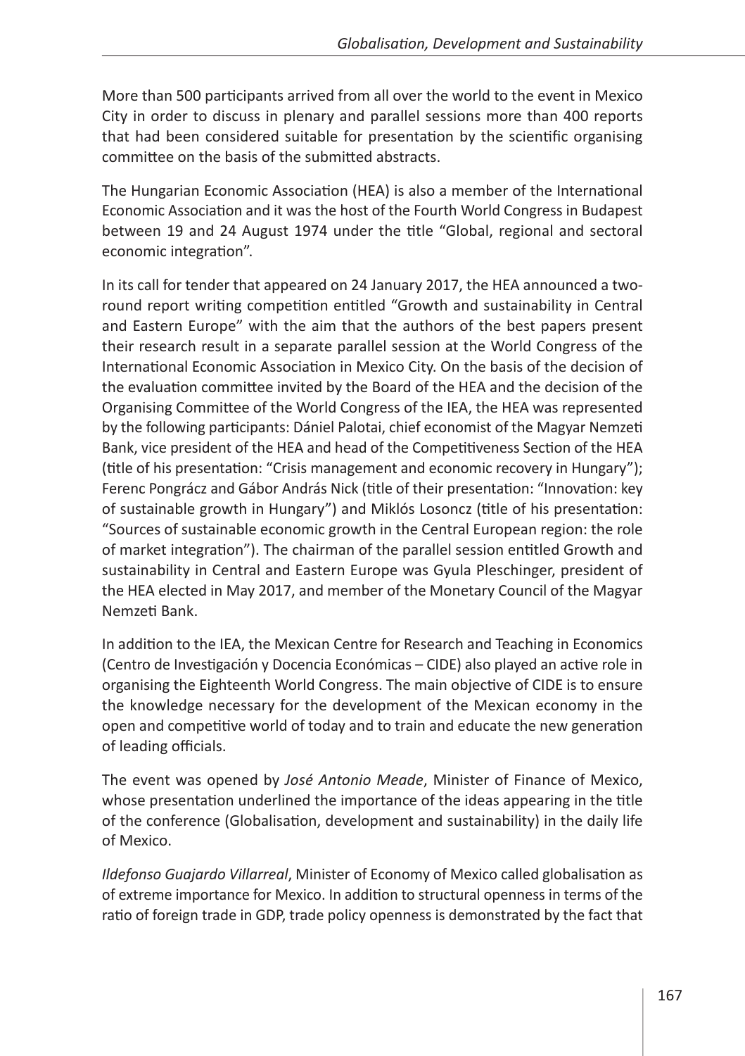More than 500 participants arrived from all over the world to the event in Mexico City in order to discuss in plenary and parallel sessions more than 400 reports that had been considered suitable for presentation by the scientific organising committee on the basis of the submitted abstracts.

The Hungarian Economic Association (HEA) is also a member of the International Economic Association and it was the host of the Fourth World Congress in Budapest between 19 and 24 August 1974 under the title "Global, regional and sectoral economic integration".

In its call for tender that appeared on 24 January 2017, the HEA announced a two-round report writing competition entitled "Growth and sustainability in Central and Eastern Europe" with the aim that the authors of the best papers present their research result in a separate parallel session at the World Congress of the International Economic Association in Mexico City. On the basis of the decision of the evaluation committee invited by the Board of the HEA and the decision of the Organising Committee of the World Congress of the IEA, the HEA was represented by the following participants: Dániel Palotai, chief economist of the Magyar Nemzeti Bank, vice president of the HEA and head of the Competitiveness Section of the HEA (title of his presentation: "Crisis management and economic recovery in Hungary"); Ferenc Pongrácz and Gábor András Nick (title of their presentation: "Innovation: key of sustainable growth in Hungary") and Miklós Losoncz (title of his presentation: "Sources of sustainable economic growth in the Central European region: the role of market integration"). The chairman of the parallel session entitled Growth and sustainability in Central and Eastern Europe was Gyula Pleschinger, president of the HEA elected in May 2017, and member of the Monetary Council of the Magyar Nemzeti Bank.

In addition to the IEA, the Mexican Centre for Research and Teaching in Economics (Centro de Investigación y Docencia Económicas – CIDE) also played an active role in organising the Eighteenth World Congress. The main objective of CIDE is to ensure the knowledge necessary for the development of the Mexican economy in the open and competitive world of today and to train and educate the new generation of leading officials.

The event was opened by *José Antonio Meade*, Minister of Finance of Mexico, whose presentation underlined the importance of the ideas appearing in the title of the conference (Globalisation, development and sustainability) in the daily life of Mexico.

*Ildefonso Guajardo Villarreal*, Minister of Economy of Mexico called globalisation as of extreme importance for Mexico. In addition to structural openness in terms of the ratio of foreign trade in GDP, trade policy openness is demonstrated by the fact that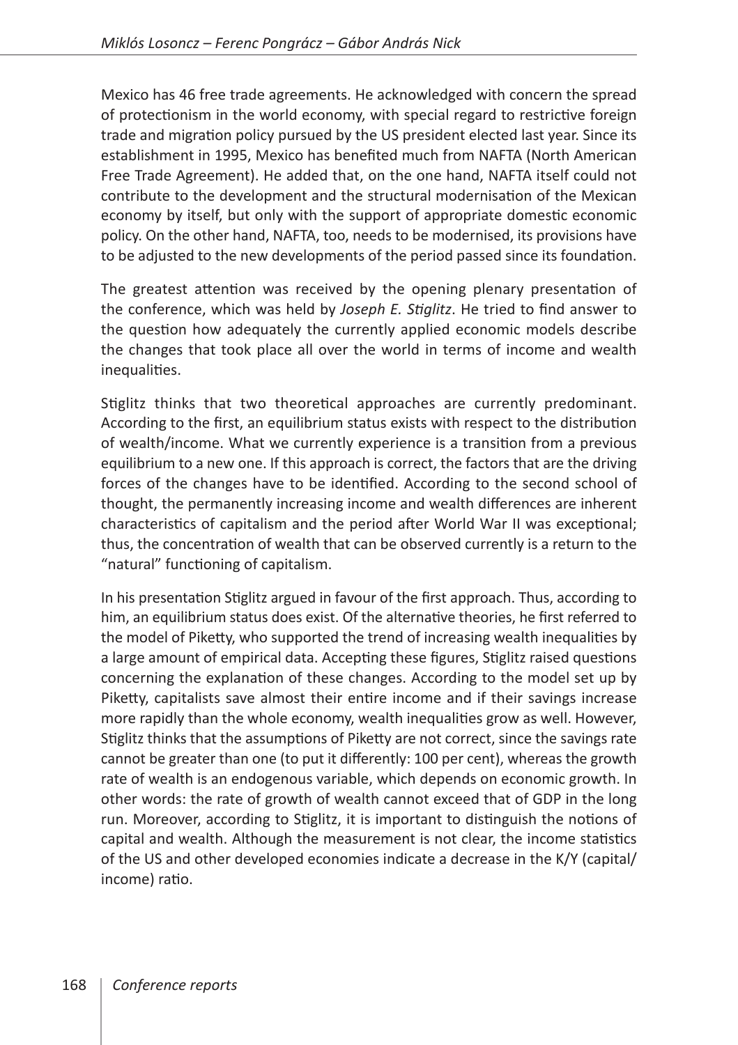Mexico has 46 free trade agreements. He acknowledged with concern the spread of protectionism in the world economy, with special regard to restrictive foreign trade and migration policy pursued by the US president elected last year. Since its establishment in 1995, Mexico has benefited much from NAFTA (North American Free Trade Agreement). He added that, on the one hand, NAFTA itself could not contribute to the development and the structural modernisation of the Mexican economy by itself, but only with the support of appropriate domestic economic policy. On the other hand, NAFTA, too, needs to be modernised, its provisions have to be adjusted to the new developments of the period passed since its foundation.

The greatest attention was received by the opening plenary presentation of the conference, which was held by *Joseph E. Stiglitz*. He tried to find answer to the question how adequately the currently applied economic models describe the changes that took place all over the world in terms of income and wealth inequalities.

Stiglitz thinks that two theoretical approaches are currently predominant. According to the first, an equilibrium status exists with respect to the distribution of wealth/income. What we currently experience is a transition from a previous equilibrium to a new one. If this approach is correct, the factors that are the driving forces of the changes have to be identified. According to the second school of thought, the permanently increasing income and wealth differences are inherent characteristics of capitalism and the period after World War II was exceptional; thus, the concentration of wealth that can be observed currently is a return to the "natural" functioning of capitalism.

In his presentation Stiglitz argued in favour of the first approach. Thus, according to him, an equilibrium status does exist. Of the alternative theories, he first referred to the model of Piketty, who supported the trend of increasing wealth inequalities by a large amount of empirical data. Accepting these figures, Stiglitz raised questions concerning the explanation of these changes. According to the model set up by Piketty, capitalists save almost their entire income and if their savings increase more rapidly than the whole economy, wealth inequalities grow as well. However, Stiglitz thinks that the assumptions of Piketty are not correct, since the savings rate cannot be greater than one (to put it differently: 100 per cent), whereas the growth rate of wealth is an endogenous variable, which depends on economic growth. In other words: the rate of growth of wealth cannot exceed that of GDP in the long run. Moreover, according to Stiglitz, it is important to distinguish the notions of capital and wealth. Although the measurement is not clear, the income statistics of the US and other developed economies indicate a decrease in the K/Y (capital/income) ratio.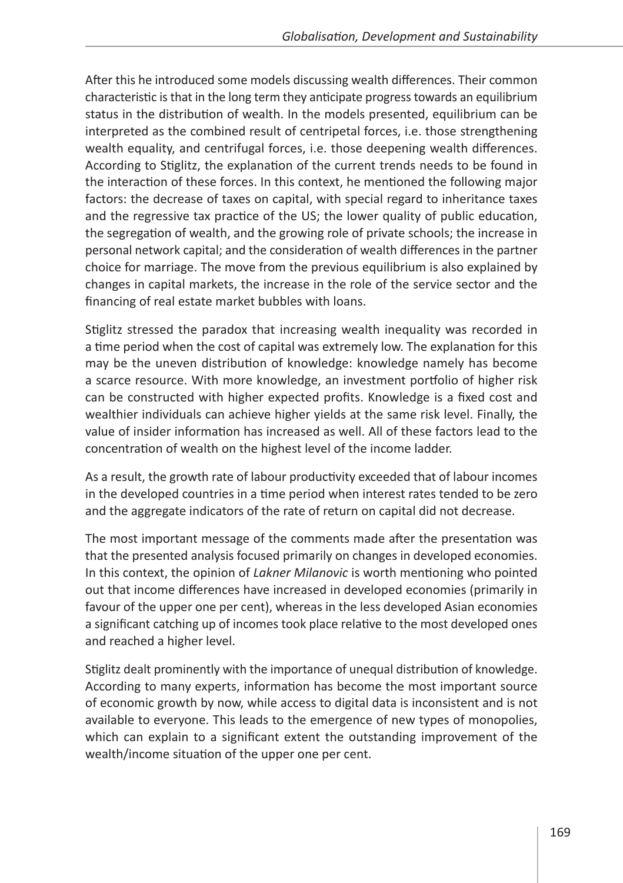After this he introduced some models discussing wealth differences. Their common characteristic is that in the long term they anticipate progress towards an equilibrium status in the distribution of wealth. In the models presented, equilibrium can be interpreted as the combined result of centripetal forces, i.e. those strengthening wealth equality, and centrifugal forces, i.e. those deepening wealth differences. According to Stiglitz, the explanation of the current trends needs to be found in the interaction of these forces. In this context, he mentioned the following major factors: the decrease of taxes on capital, with special regard to inheritance taxes and the regressive tax practice of the US; the lower quality of public education, the segregation of wealth, and the growing role of private schools; the increase in personal network capital; and the consideration of wealth differences in the partner choice for marriage. The move from the previous equilibrium is also explained by changes in capital markets, the increase in the role of the service sector and the financing of real estate market bubbles with loans.

Stiglitz stressed the paradox that increasing wealth inequality was recorded in a time period when the cost of capital was extremely low. The explanation for this may be the uneven distribution of knowledge: knowledge namely has become a scarce resource. With more knowledge, an investment portfolio of higher risk can be constructed with higher expected profits. Knowledge is a fixed cost and wealthier individuals can achieve higher yields at the same risk level. Finally, the value of insider information has increased as well. All of these factors lead to the concentration of wealth on the highest level of the income ladder.

As a result, the growth rate of labour productivity exceeded that of labour incomes in the developed countries in a time period when interest rates tended to be zero and the aggregate indicators of the rate of return on capital did not decrease.

The most important message of the comments made after the presentation was that the presented analysis focused primarily on changes in developed economies. In this context, the opinion of *Lakner Milanovic* is worth mentioning who pointed out that income differences have increased in developed economies (primarily in favour of the upper one per cent), whereas in the less developed Asian economies a significant catching up of incomes took place relative to the most developed ones and reached a higher level.

Stiglitz dealt prominently with the importance of unequal distribution of knowledge. According to many experts, information has become the most important source of economic growth by now, while access to digital data is inconsistent and is not available to everyone. This leads to the emergence of new types of monopolies, which can explain to a significant extent the outstanding improvement of the wealth/income situation of the upper one per cent.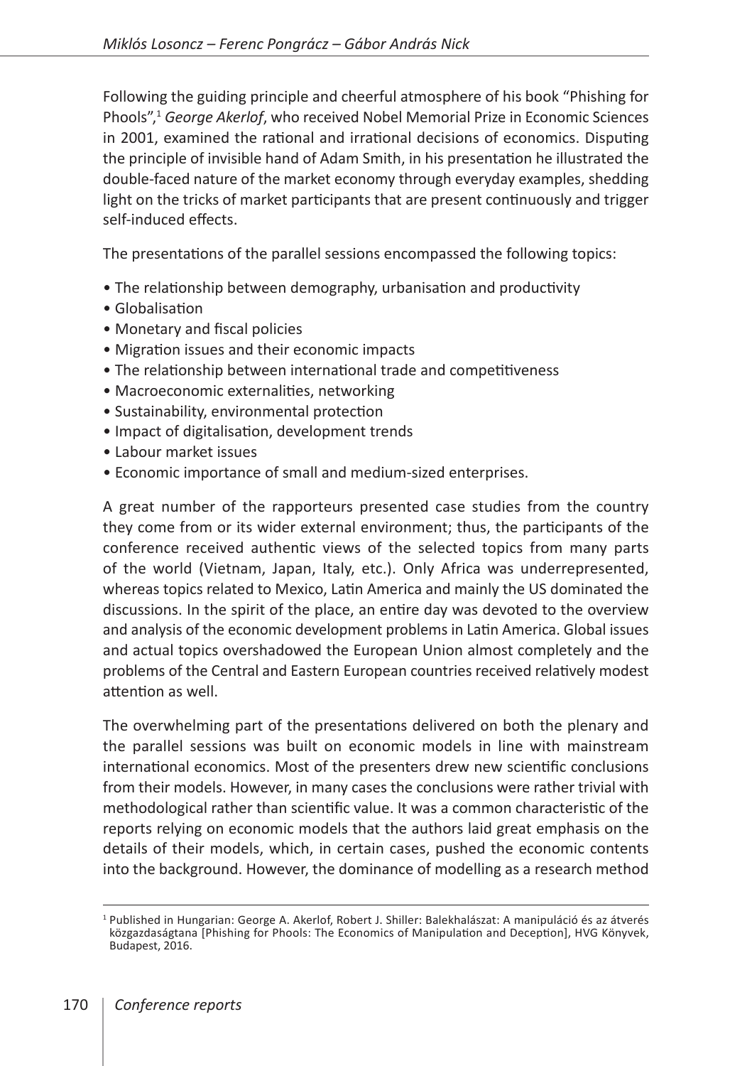Following the guiding principle and cheerful atmosphere of his book "Phishing for Phools",[1] *George Akerlof*, who received Nobel Memorial Prize in Economic Sciences in 2001, examined the rational and irrational decisions of economics. Disputing the principle of invisible hand of Adam Smith, in his presentation he illustrated the double-faced nature of the market economy through everyday examples, shedding light on the tricks of market participants that are present continuously and trigger self-induced effects.

The presentations of the parallel sessions encompassed the following topics:

- The relationship between demography, urbanisation and productivity
- Globalisation
- Monetary and fiscal policies
- Migration issues and their economic impacts
- The relationship between international trade and competitiveness
- Macroeconomic externalities, networking
- Sustainability, environmental protection
- Impact of digitalisation, development trends
- Labour market issues
- Economic importance of small and medium-sized enterprises.

A great number of the rapporteurs presented case studies from the country they come from or its wider external environment; thus, the participants of the conference received authentic views of the selected topics from many parts of the world (Vietnam, Japan, Italy, etc.). Only Africa was underrepresented, whereas topics related to Mexico, Latin America and mainly the US dominated the discussions. In the spirit of the place, an entire day was devoted to the overview and analysis of the economic development problems in Latin America. Global issues and actual topics overshadowed the European Union almost completely and the problems of the Central and Eastern European countries received relatively modest attention as well.

The overwhelming part of the presentations delivered on both the plenary and the parallel sessions was built on economic models in line with mainstream international economics. Most of the presenters drew new scientific conclusions from their models. However, in many cases the conclusions were rather trivial with methodological rather than scientific value. It was a common characteristic of the reports relying on economic models that the authors laid great emphasis on the details of their models, which, in certain cases, pushed the economic contents into the background. However, the dominance of modelling as a research method

[1] Published in Hungarian: George A. Akerlof, Robert J. Shiller: Balekhalászat: A manipuláció és az átverés közgazdaságtana [Phishing for Phools: The Economics of Manipulation and Deception], HVG Könyvek, Budapest, 2016.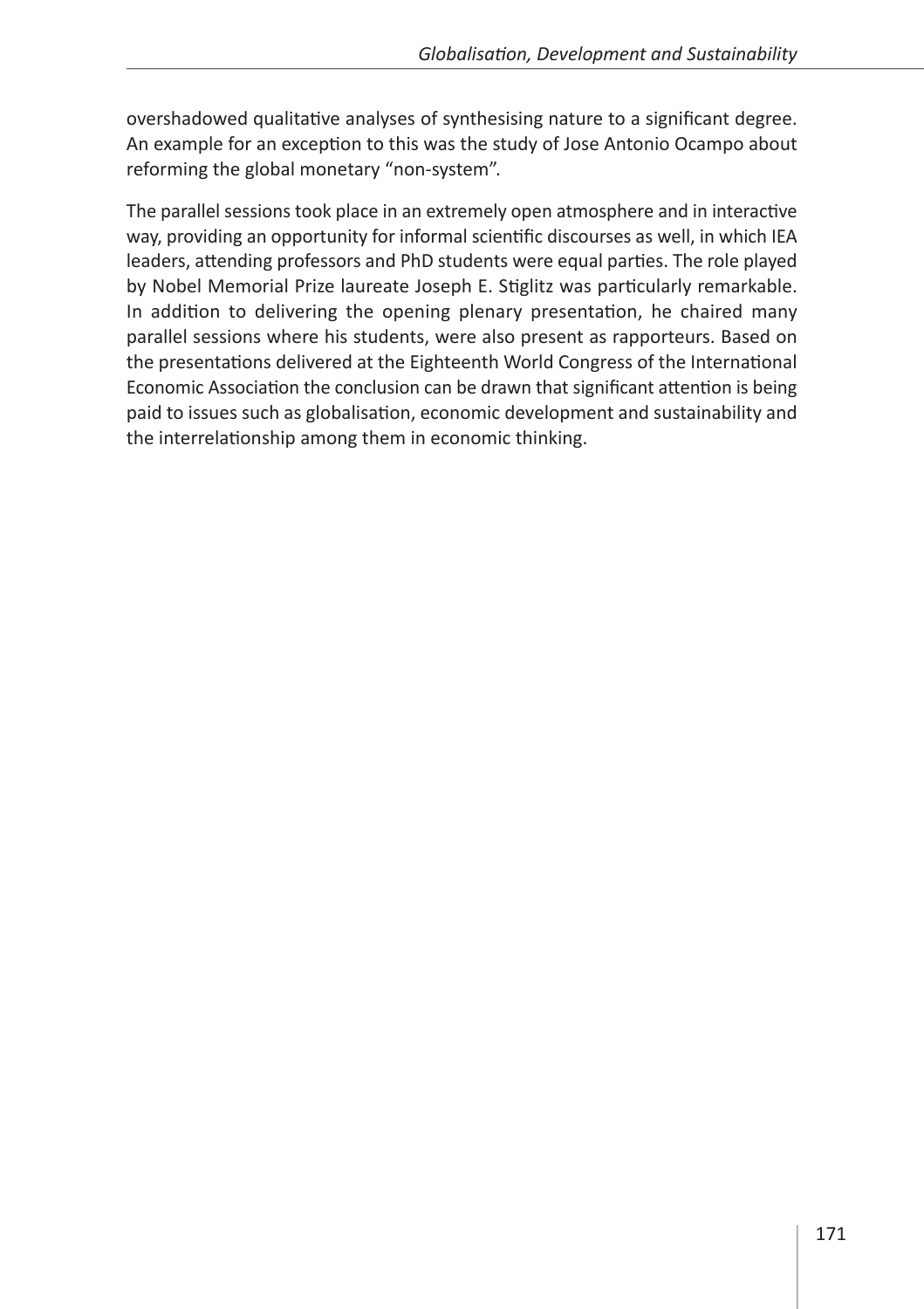overshadowed qualitative analyses of synthesising nature to a significant degree. An example for an exception to this was the study of Jose Antonio Ocampo about reforming the global monetary "non-system".

The parallel sessions took place in an extremely open atmosphere and in interactive way, providing an opportunity for informal scientific discourses as well, in which IEA leaders, attending professors and PhD students were equal parties. The role played by Nobel Memorial Prize laureate Joseph E. Stiglitz was particularly remarkable. In addition to delivering the opening plenary presentation, he chaired many parallel sessions where his students, were also present as rapporteurs. Based on the presentations delivered at the Eighteenth World Congress of the International Economic Association the conclusion can be drawn that significant attention is being paid to issues such as globalisation, economic development and sustainability and the interrelationship among them in economic thinking.